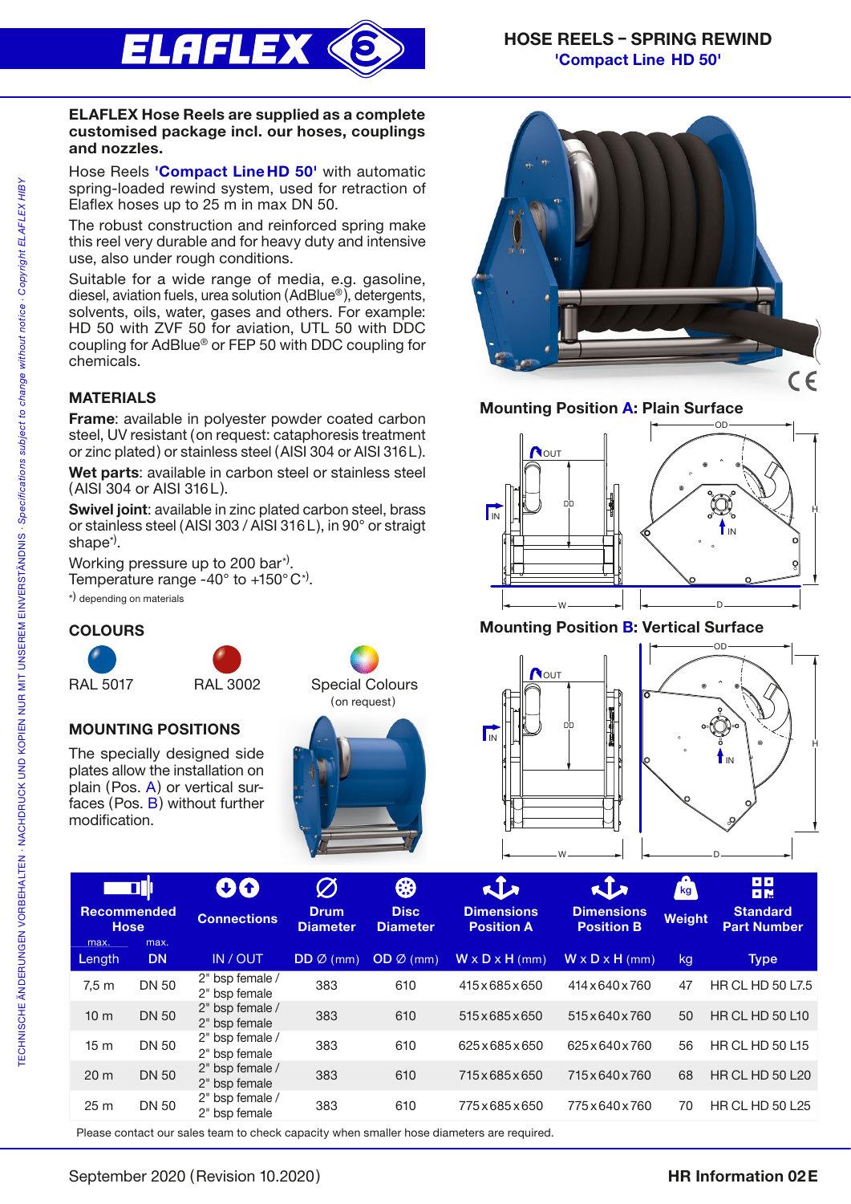# HOSE REELS – SPRING REWIND

## 'Compact Line HD 50'

**ELAFLEX Hose Reels are supplied as a complete customised package incl. our hoses, couplings and nozzles.**

Hose Reels **'Compact Line HD 50'** with automatic spring-loaded rewind system, used for retraction of Elaflex hoses up to 25 m in max DN 50.

The robust construction and reinforced spring make this reel very durable and for heavy duty and intensive use, also under rough conditions.

Suitable for a wide range of media, e.g. gasoline, diesel, aviation fuels, urea solution (AdBlue®), detergents, solvents, oils, water, gases and others. For example: HD 50 with ZVF 50 for aviation, UTL 50 with DDC coupling for AdBlue® or FEP 50 with DDC coupling for chemicals.

### MATERIALS

**Frame**: available in polyester powder coated carbon steel, UV resistant (on request: cataphoresis treatment or zinc plated) or stainless steel (AISI 304 or AISI 316 L).

**Wet parts**: available in carbon steel or stainless steel (AISI 304 or AISI 316 L).

**Swivel joint**: available in zinc plated carbon steel, brass or stainless steel (AISI 303 / AISI 316 L), in 90° or straigt shape*).

Working pressure up to 200 bar*).
Temperature range -40° to +150° C*).

*) depending on materials

### COLOURS

RAL 5017 — RAL 3002 — Special Colours (on request)

### MOUNTING POSITIONS

The specially designed side plates allow the installation on plain (Pos. A) or vertical surfaces (Pos. B) without further modification.

**Mounting Position A: Plain Surface**

**Mounting Position B: Vertical Surface**

| Recommended Hose max. Length | max. DN | Connections IN / OUT | Drum Diameter DD Ø (mm) | Disc Diameter OD Ø (mm) | Dimensions Position A W x D x H (mm) | Dimensions Position B W x D x H (mm) | Weight kg | Standard Part Number Type |
|---|---|---|---|---|---|---|---|---|
| 7,5 m | DN 50 | 2" bsp female / 2" bsp female | 383 | 610 | 415 x 685 x 650 | 414 x 640 x 760 | 47 | HR CL HD 50 L7.5 |
| 10 m | DN 50 | 2" bsp female / 2" bsp female | 383 | 610 | 515 x 685 x 650 | 515 x 640 x 760 | 50 | HR CL HD 50 L10 |
| 15 m | DN 50 | 2" bsp female / 2" bsp female | 383 | 610 | 625 x 685 x 650 | 625 x 640 x 760 | 56 | HR CL HD 50 L15 |
| 20 m | DN 50 | 2" bsp female / 2" bsp female | 383 | 610 | 715 x 685 x 650 | 715 x 640 x 760 | 68 | HR CL HD 50 L20 |
| 25 m | DN 50 | 2" bsp female / 2" bsp female | 383 | 610 | 775 x 685 x 650 | 775 x 640 x 760 | 70 | HR CL HD 50 L25 |

Please contact our sales team to check capacity when smaller hose diameters are required.

September 2020 (Revision 10.2020) — **HR Information 02 E**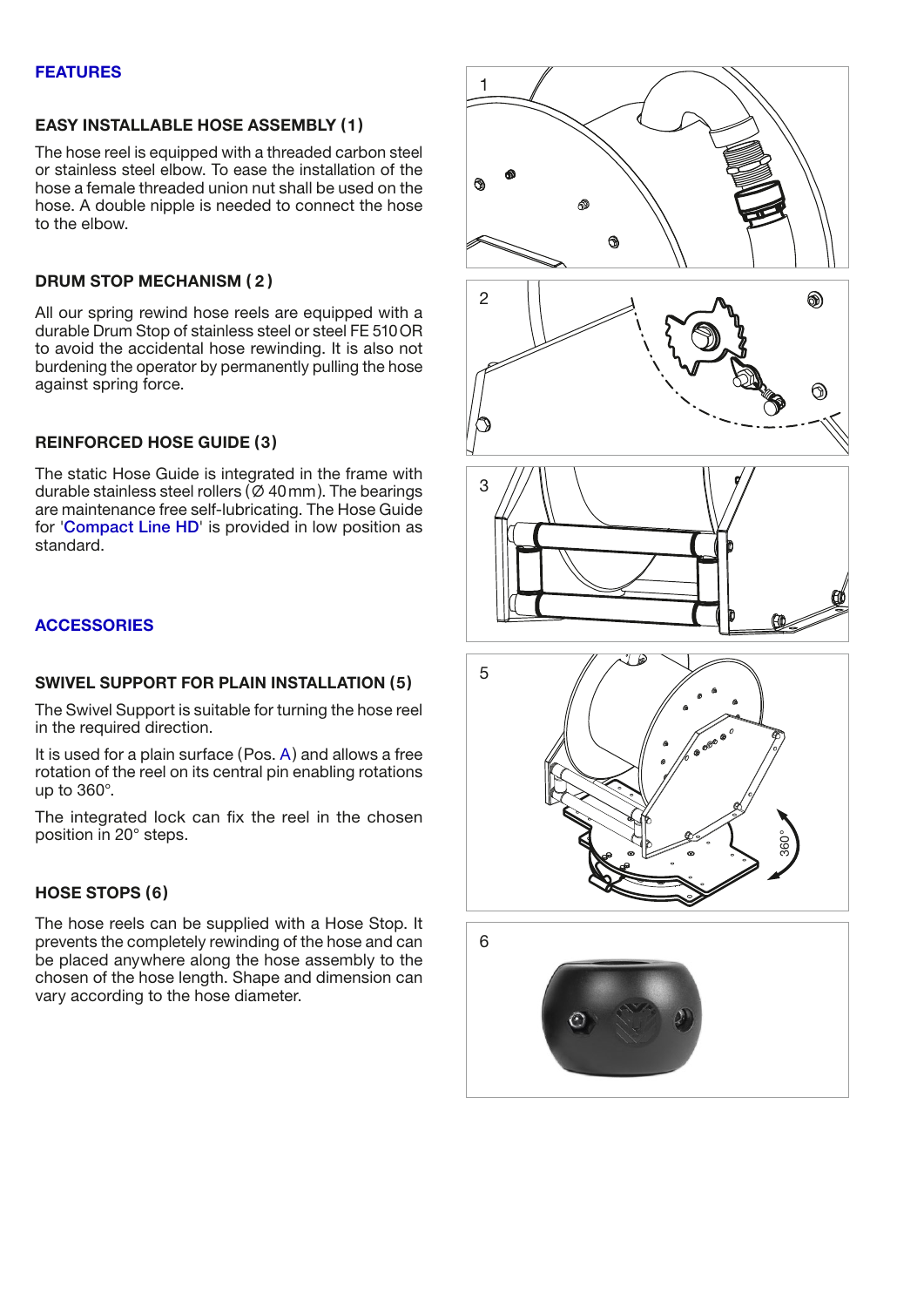## FEATURES

### EASY INSTALLABLE HOSE ASSEMBLY (1)

The hose reel is equipped with a threaded carbon steel or stainless steel elbow. To ease the installation of the hose a female threaded union nut shall be used on the hose. A double nipple is needed to connect the hose to the elbow.

### DRUM STOP MECHANISM (2)

All our spring rewind hose reels are equipped with a durable Drum Stop of stainless steel or steel FE 510 OR to avoid the accidental hose rewinding. It is also not burdening the operator by permanently pulling the hose against spring force.

### REINFORCED HOSE GUIDE (3)

The static Hose Guide is integrated in the frame with durable stainless steel rollers (Ø 40 mm). The bearings are maintenance free self-lubricating. The Hose Guide for 'Compact Line HD' is provided in low position as standard.

## ACCESSORIES

### SWIVEL SUPPORT FOR PLAIN INSTALLATION (5)

The Swivel Support is suitable for turning the hose reel in the required direction.

It is used for a plain surface (Pos. A) and allows a free rotation of the reel on its central pin enabling rotations up to 360°.

The integrated lock can fix the reel in the chosen position in 20° steps.

### HOSE STOPS (6)

The hose reels can be supplied with a Hose Stop. It prevents the completely rewinding of the hose and can be placed anywhere along the hose assembly to the chosen of the hose length. Shape and dimension can vary according to the hose diameter.

1

2

3

5

360°

6